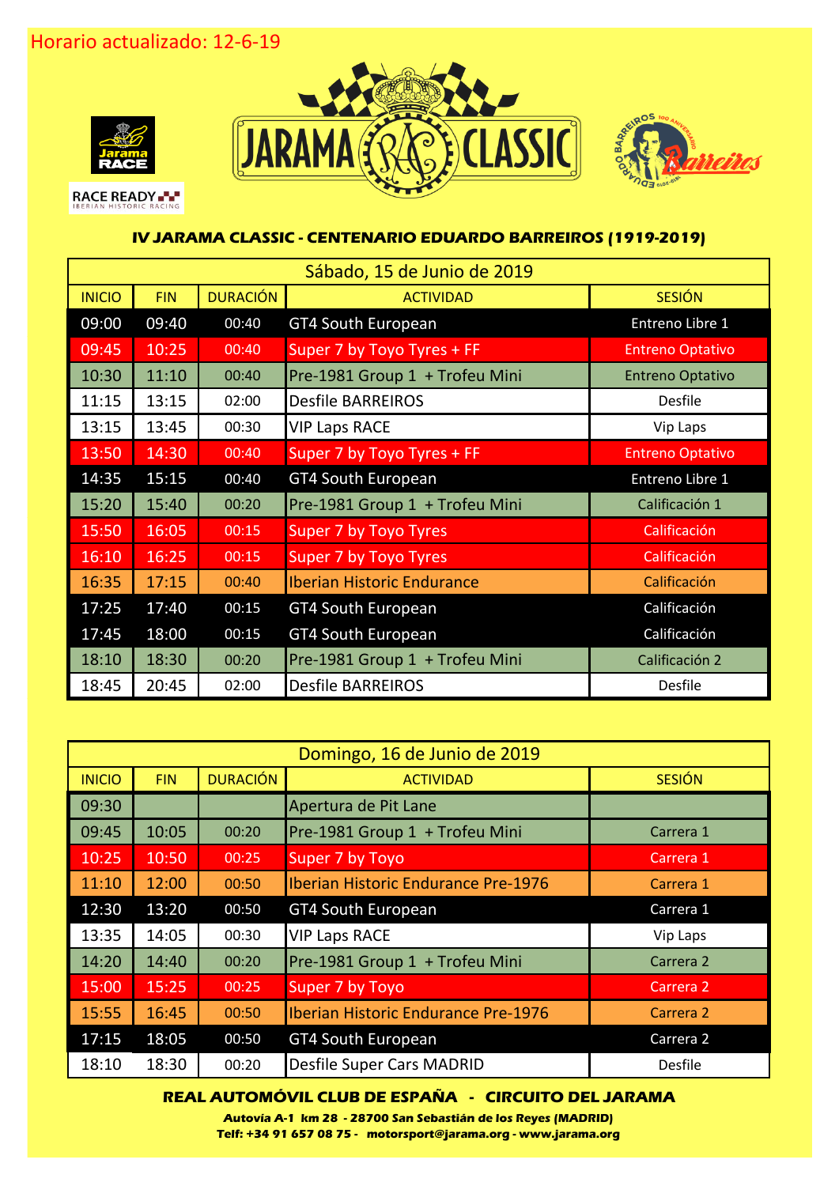Horario actualizado: 12-6-19

RACE READY
IBERIAN HISTORIC RACING

## IV JARAMA CLASSIC - CENTENARIO EDUARDO BARREIROS (1919-2019)

| Sábado, 15 de Junio de 2019 | | | | |
|---|---|---|---|---|
| INICIO | FIN | DURACIÓN | ACTIVIDAD | SESIÓN |
| 09:00 | 09:40 | 00:40 | GT4 South European | Entreno Libre 1 |
| 09:45 | 10:25 | 00:40 | Super 7 by Toyo Tyres + FF | Entreno Optativo |
| 10:30 | 11:10 | 00:40 | Pre-1981 Group 1 + Trofeu Mini | Entreno Optativo |
| 11:15 | 13:15 | 02:00 | Desfile BARREIROS | Desfile |
| 13:15 | 13:45 | 00:30 | VIP Laps RACE | Vip Laps |
| 13:50 | 14:30 | 00:40 | Super 7 by Toyo Tyres + FF | Entreno Optativo |
| 14:35 | 15:15 | 00:40 | GT4 South European | Entreno Libre 1 |
| 15:20 | 15:40 | 00:20 | Pre-1981 Group 1 + Trofeu Mini | Calificación 1 |
| 15:50 | 16:05 | 00:15 | Super 7 by Toyo Tyres | Calificación |
| 16:10 | 16:25 | 00:15 | Super 7 by Toyo Tyres | Calificación |
| 16:35 | 17:15 | 00:40 | Iberian Historic Endurance | Calificación |
| 17:25 | 17:40 | 00:15 | GT4 South European | Calificación |
| 17:45 | 18:00 | 00:15 | GT4 South European | Calificación |
| 18:10 | 18:30 | 00:20 | Pre-1981 Group 1 + Trofeu Mini | Calificación 2 |
| 18:45 | 20:45 | 02:00 | Desfile BARREIROS | Desfile |

| Domingo, 16 de Junio de 2019 | | | | |
|---|---|---|---|---|
| INICIO | FIN | DURACIÓN | ACTIVIDAD | SESIÓN |
| 09:30 | | | Apertura de Pit Lane | |
| 09:45 | 10:05 | 00:20 | Pre-1981 Group 1 + Trofeu Mini | Carrera 1 |
| 10:25 | 10:50 | 00:25 | Super 7 by Toyo | Carrera 1 |
| 11:10 | 12:00 | 00:50 | Iberian Historic Endurance Pre-1976 | Carrera 1 |
| 12:30 | 13:20 | 00:50 | GT4 South European | Carrera 1 |
| 13:35 | 14:05 | 00:30 | VIP Laps RACE | Vip Laps |
| 14:20 | 14:40 | 00:20 | Pre-1981 Group 1 + Trofeu Mini | Carrera 2 |
| 15:00 | 15:25 | 00:25 | Super 7 by Toyo | Carrera 2 |
| 15:55 | 16:45 | 00:50 | Iberian Historic Endurance Pre-1976 | Carrera 2 |
| 17:15 | 18:05 | 00:50 | GT4 South European | Carrera 2 |
| 18:10 | 18:30 | 00:20 | Desfile Super Cars MADRID | Desfile |

**REAL AUTOMÓVIL CLUB DE ESPAÑA - CIRCUITO DEL JARAMA**

**Autovía A-1 km 28 - 28700 San Sebastián de los Reyes (MADRID)**

**Telf: +34 91 657 08 75 - motorsport@jarama.org - www.jarama.org**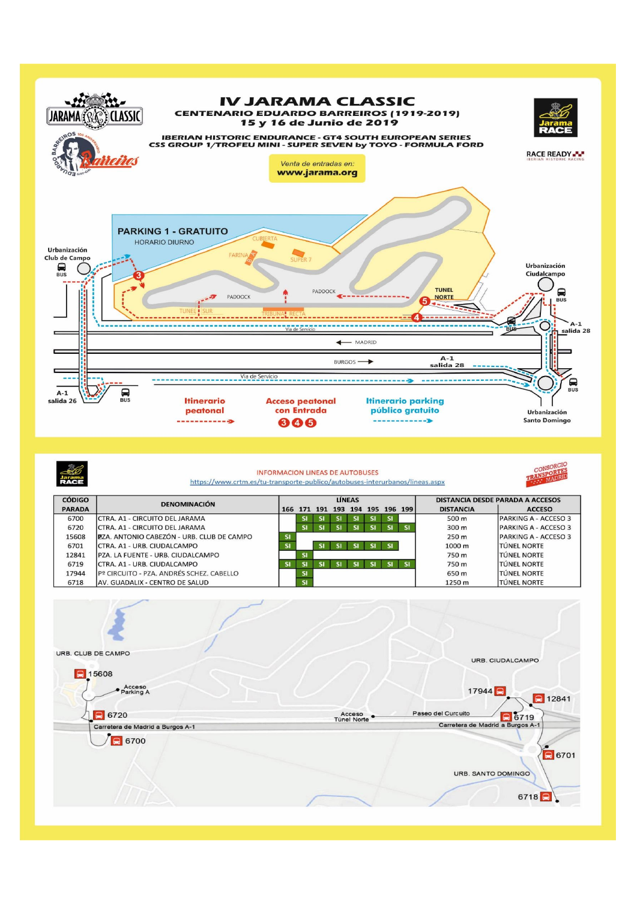# IV JARAMA CLASSIC

## CENTENARIO EDUARDO BARREIROS (1919-2019)

### 15 y 16 de Junio de 2019

**IBERIAN HISTORIC ENDURANCE - GT4 SOUTH EUROPEAN SERIES**
**CSS GROUP 1/TROFEU MINI - SUPER SEVEN by TOYO - FORMULA FORD**

*Venta de entradas en:*
**www.jarama.org**

Jarama RACE

RACE READY
IBERIAN HISTORIC RACING

PARKING 1 - GRATUITO
HORARIO DIURNO

Urbanización Club de Campo
BUS
CUBIERTA
FARINA
SUPER 7
PADDOCK
PADDOCK
TUNEL SUR
TRIBUNA RECTA
TUNEL NORTE
Urbanización Ciudalcampo
BUS
A-1 salida 28
Via de Servicio
MADRID
BURGOS
A-1 salida 28
Via de Servicio
A-1 salida 26
BUS
BUS
Urbanización Santo Domingo

Itinerario peatonal
Acceso peatonal con Entrada 3 4 5
Itinerario parking público gratuito

---

Jarama RACE

INFORMACION LINEAS DE AUTOBUSES
https://www.crtm.es/tu-transporte-publico/autobuses-interurbanos/lineas.aspx

CONSORCIO TRANSPORTES MADRID

| CÓDIGO PARADA | DENOMINACIÓN | LÍNEAS 166 | 171 | 191 | 193 | 194 | 195 | 196 | 199 | DISTANCIA DESDE PARADA A ACCESOS: DISTANCIA | ACCESO |
|---|---|---|---|---|---|---|---|---|---|---|---|
| 6700 | CTRA. A1 - CIRCUITO DEL JARAMA | | SI | SI | SI | SI | SI | SI | | 500 m | PARKING A - ACCESO 3 |
| 6720 | CTRA. A1 - CIRCUITO DEL JARAMA | | SI | SI | SI | SI | SI | SI | SI | 300 m | PARKING A - ACCESO 3 |
| 15608 | PZA. ANTONIO CABEZÓN - URB. CLUB DE CAMPO | SI | | | | | | | | 250 m | PARKING A - ACCESO 3 |
| 6701 | CTRA. A1 - URB. CIUDALCAMPO | SI | | SI | SI | SI | SI | SI | | 1000 m | TÚNEL NORTE |
| 12841 | PZA. LA FUENTE - URB. CIUDALCAMPO | | SI | | | | | | | 750 m | TÚNEL NORTE |
| 6719 | CTRA. A1 - URB. CIUDALCAMPO | SI | SI | SI | SI | SI | SI | SI | SI | 750 m | TÚNEL NORTE |
| 17944 | Pº CIRCUITO - PZA. ANDRÉS SCHEZ. CABELLO | | SI | | | | | | | 650 m | TÚNEL NORTE |
| 6718 | AV. GUADALIX - CENTRO DE SALUD | | SI | | | | | | | 1250 m | TÚNEL NORTE |

URB. CLUB DE CAMPO
15608
Acceso Parking A
6720
Carretera de Madrid a Burgos A-1
6700
URB. CIUDALCAMPO
17944
12841
Acceso Túnel Norte
Paseo del Curcuito
6719
Carretera de Madrid a Burgos A-1
6701
URB. SANTO DOMINGO
6718